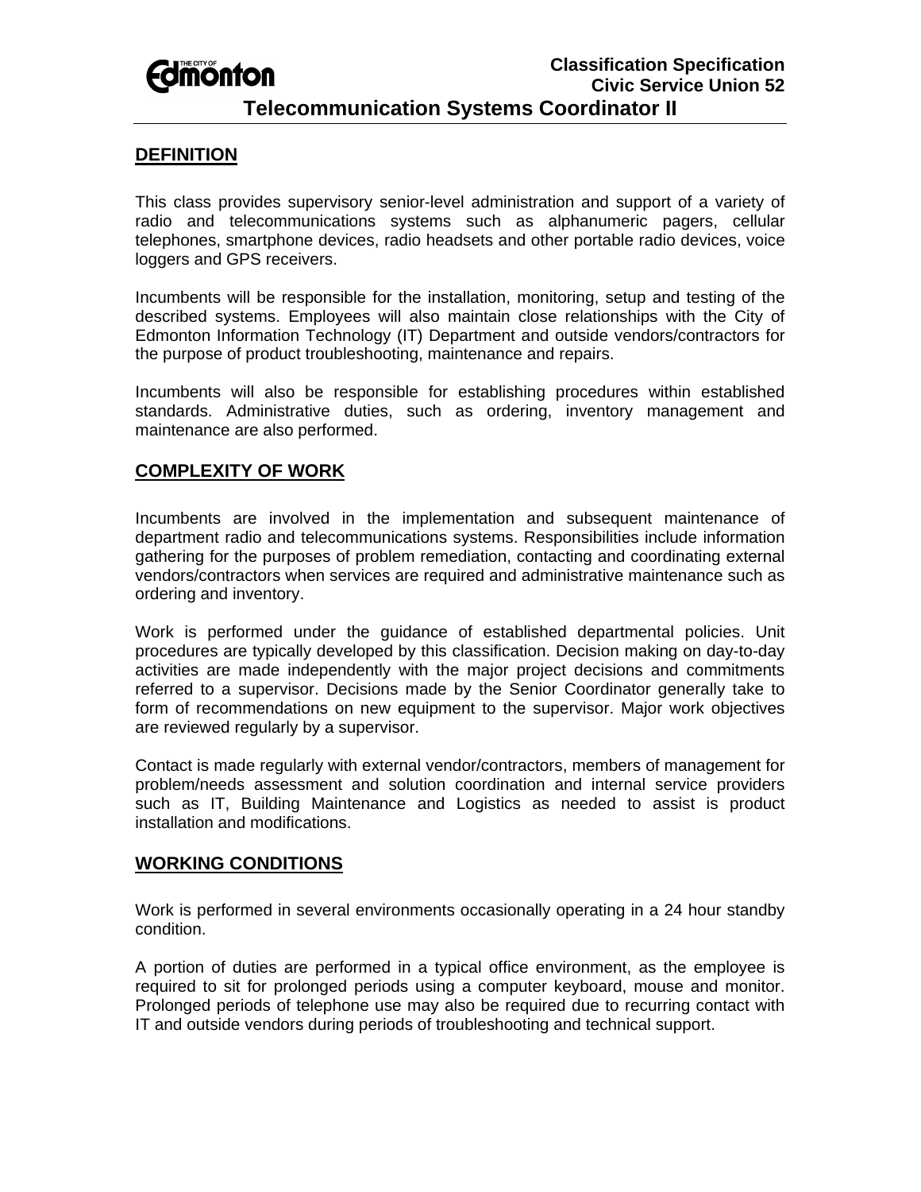Classification Specification
Civic Service Union 52

# Telecommunication Systems Coordinator II

## DEFINITION

This class provides supervisory senior-level administration and support of a variety of radio and telecommunications systems such as alphanumeric pagers, cellular telephones, smartphone devices, radio headsets and other portable radio devices, voice loggers and GPS receivers.

Incumbents will be responsible for the installation, monitoring, setup and testing of the described systems. Employees will also maintain close relationships with the City of Edmonton Information Technology (IT) Department and outside vendors/contractors for the purpose of product troubleshooting, maintenance and repairs.

Incumbents will also be responsible for establishing procedures within established standards. Administrative duties, such as ordering, inventory management and maintenance are also performed.

## COMPLEXITY OF WORK

Incumbents are involved in the implementation and subsequent maintenance of department radio and telecommunications systems. Responsibilities include information gathering for the purposes of problem remediation, contacting and coordinating external vendors/contractors when services are required and administrative maintenance such as ordering and inventory.

Work is performed under the guidance of established departmental policies. Unit procedures are typically developed by this classification. Decision making on day-to-day activities are made independently with the major project decisions and commitments referred to a supervisor. Decisions made by the Senior Coordinator generally take to form of recommendations on new equipment to the supervisor. Major work objectives are reviewed regularly by a supervisor.

Contact is made regularly with external vendor/contractors, members of management for problem/needs assessment and solution coordination and internal service providers such as IT, Building Maintenance and Logistics as needed to assist is product installation and modifications.

## WORKING CONDITIONS

Work is performed in several environments occasionally operating in a 24 hour standby condition.

A portion of duties are performed in a typical office environment, as the employee is required to sit for prolonged periods using a computer keyboard, mouse and monitor. Prolonged periods of telephone use may also be required due to recurring contact with IT and outside vendors during periods of troubleshooting and technical support.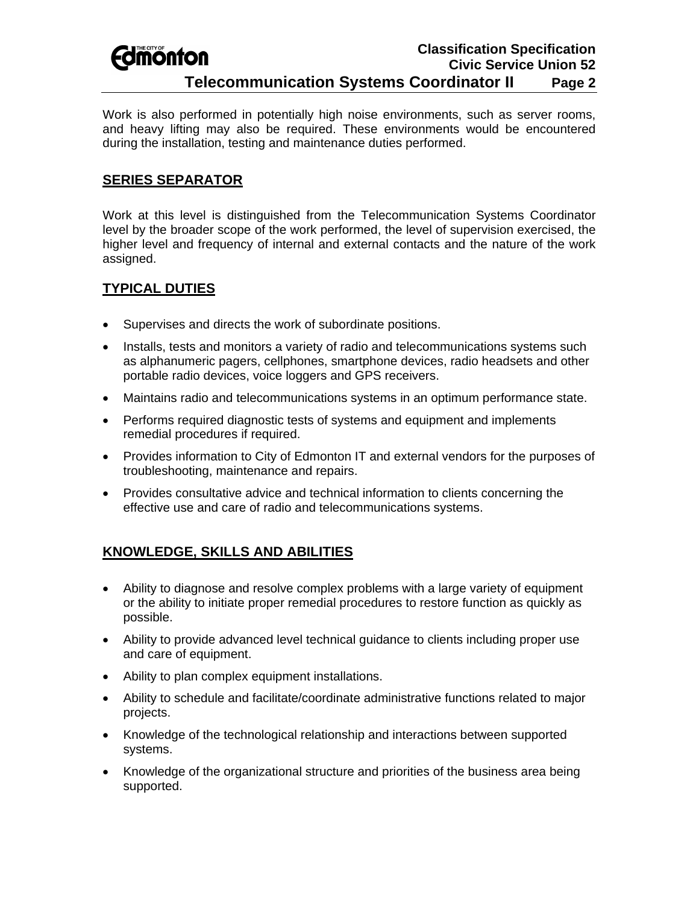Work is also performed in potentially high noise environments, such as server rooms, and heavy lifting may also be required. These environments would be encountered during the installation, testing and maintenance duties performed.

## SERIES SEPARATOR

Work at this level is distinguished from the Telecommunication Systems Coordinator level by the broader scope of the work performed, the level of supervision exercised, the higher level and frequency of internal and external contacts and the nature of the work assigned.

## TYPICAL DUTIES

- Supervises and directs the work of subordinate positions.
- Installs, tests and monitors a variety of radio and telecommunications systems such as alphanumeric pagers, cellphones, smartphone devices, radio headsets and other portable radio devices, voice loggers and GPS receivers.
- Maintains radio and telecommunications systems in an optimum performance state.
- Performs required diagnostic tests of systems and equipment and implements remedial procedures if required.
- Provides information to City of Edmonton IT and external vendors for the purposes of troubleshooting, maintenance and repairs.
- Provides consultative advice and technical information to clients concerning the effective use and care of radio and telecommunications systems.

## KNOWLEDGE, SKILLS AND ABILITIES

- Ability to diagnose and resolve complex problems with a large variety of equipment or the ability to initiate proper remedial procedures to restore function as quickly as possible.
- Ability to provide advanced level technical guidance to clients including proper use and care of equipment.
- Ability to plan complex equipment installations.
- Ability to schedule and facilitate/coordinate administrative functions related to major projects.
- Knowledge of the technological relationship and interactions between supported systems.
- Knowledge of the organizational structure and priorities of the business area being supported.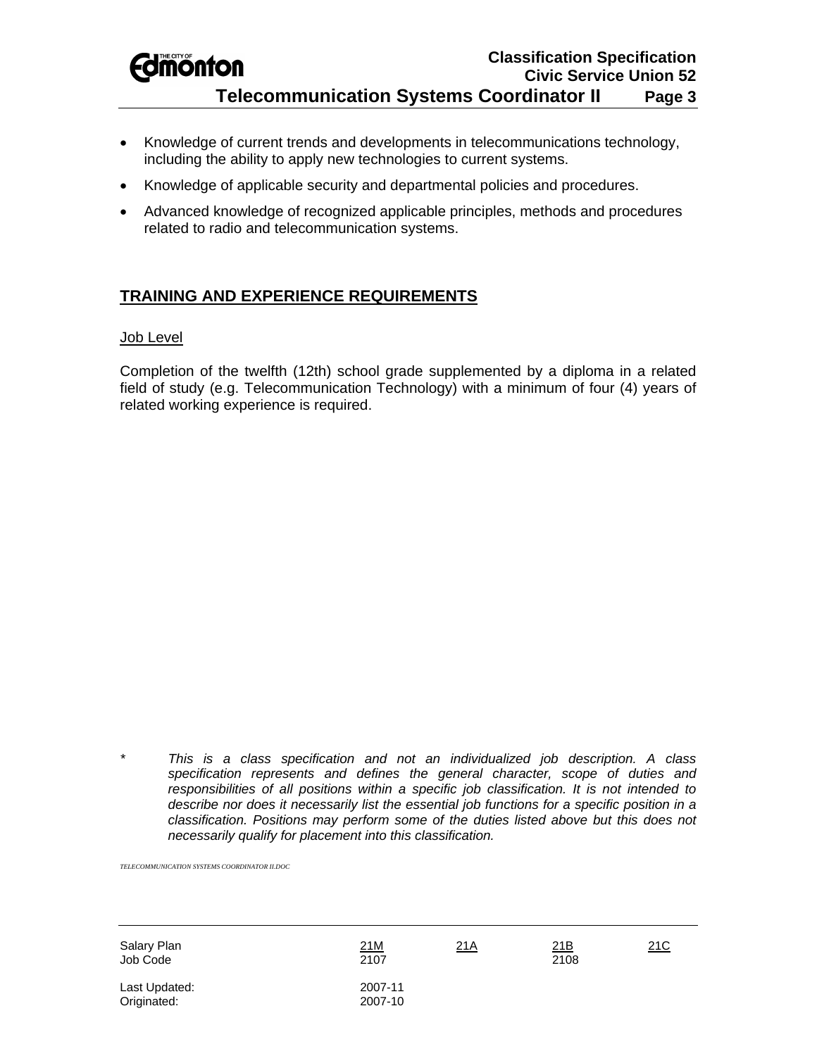- Knowledge of current trends and developments in telecommunications technology, including the ability to apply new technologies to current systems.
- Knowledge of applicable security and departmental policies and procedures.
- Advanced knowledge of recognized applicable principles, methods and procedures related to radio and telecommunication systems.

## TRAINING AND EXPERIENCE REQUIREMENTS

Job Level

Completion of the twelfth (12th) school grade supplemented by a diploma in a related field of study (e.g. Telecommunication Technology) with a minimum of four (4) years of related working experience is required.

\* *This is a class specification and not an individualized job description. A class specification represents and defines the general character, scope of duties and responsibilities of all positions within a specific job classification. It is not intended to describe nor does it necessarily list the essential job functions for a specific position in a classification. Positions may perform some of the duties listed above but this does not necessarily qualify for placement into this classification.*

*TELECOMMUNICATION SYSTEMS COORDINATOR II.DOC*

| | | | | |
|---|---|---|---|---|
| Salary Plan | 21M | 21A | 21B | 21C |
| Job Code | 2107 | | 2108 | |
| Last Updated: | 2007-11 | | | |
| Originated: | 2007-10 | | | |